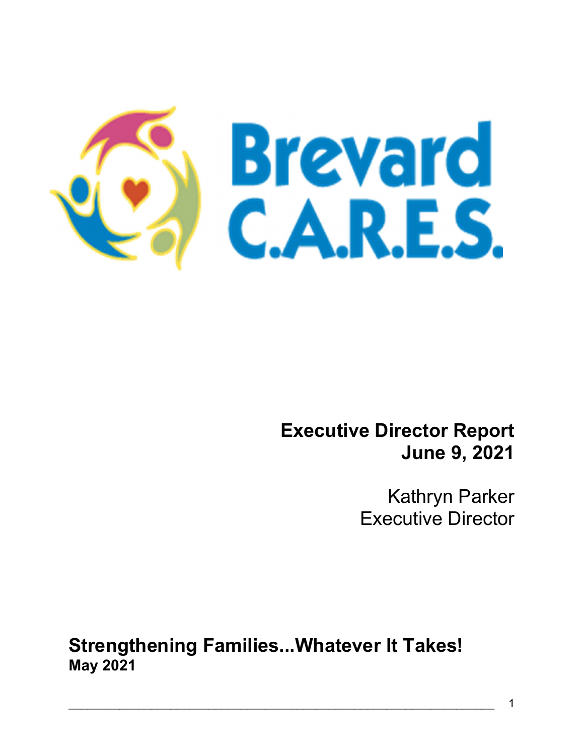# Brevard C.A.R.E.S.

**Executive Director Report**
**June 9, 2021**

Kathryn Parker
Executive Director

## Strengthening Families...Whatever It Takes!

**May 2021**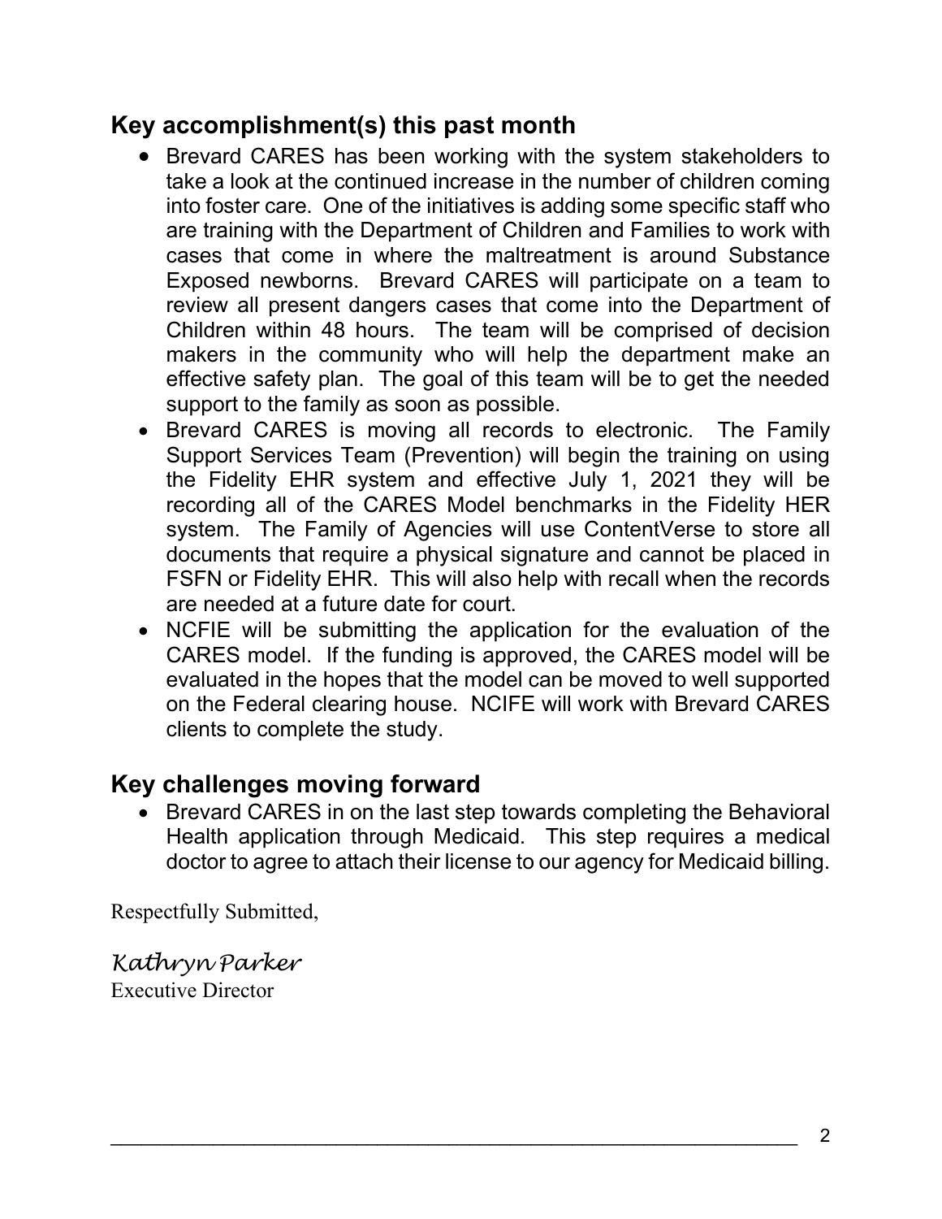## Key accomplishment(s) this past month

- Brevard CARES has been working with the system stakeholders to take a look at the continued increase in the number of children coming into foster care. One of the initiatives is adding some specific staff who are training with the Department of Children and Families to work with cases that come in where the maltreatment is around Substance Exposed newborns. Brevard CARES will participate on a team to review all present dangers cases that come into the Department of Children within 48 hours. The team will be comprised of decision makers in the community who will help the department make an effective safety plan. The goal of this team will be to get the needed support to the family as soon as possible.
- Brevard CARES is moving all records to electronic. The Family Support Services Team (Prevention) will begin the training on using the Fidelity EHR system and effective July 1, 2021 they will be recording all of the CARES Model benchmarks in the Fidelity HER system. The Family of Agencies will use ContentVerse to store all documents that require a physical signature and cannot be placed in FSFN or Fidelity EHR. This will also help with recall when the records are needed at a future date for court.
- NCFIE will be submitting the application for the evaluation of the CARES model. If the funding is approved, the CARES model will be evaluated in the hopes that the model can be moved to well supported on the Federal clearing house. NCIFE will work with Brevard CARES clients to complete the study.

## Key challenges moving forward

- Brevard CARES in on the last step towards completing the Behavioral Health application through Medicaid. This step requires a medical doctor to agree to attach their license to our agency for Medicaid billing.

Respectfully Submitted,

*Kathryn Parker*
Executive Director